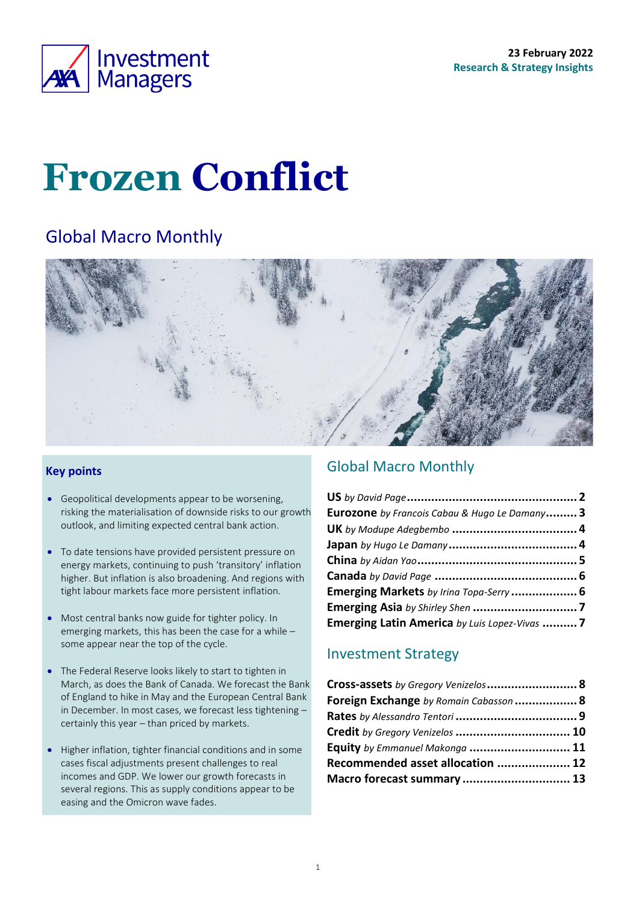23 February 2022
Research & Strategy Insights

# Frozen Conflict

## Global Macro Monthly

### Key points

- Geopolitical developments appear to be worsening, risking the materialisation of downside risks to our growth outlook, and limiting expected central bank action.
- To date tensions have provided persistent pressure on energy markets, continuing to push 'transitory' inflation higher. But inflation is also broadening. And regions with tight labour markets face more persistent inflation.
- Most central banks now guide for tighter policy. In emerging markets, this has been the case for a while – some appear near the top of the cycle.
- The Federal Reserve looks likely to start to tighten in March, as does the Bank of Canada. We forecast the Bank of England to hike in May and the European Central Bank in December. In most cases, we forecast less tightening – certainly this year – than priced by markets.
- Higher inflation, tighter financial conditions and in some cases fiscal adjustments present challenges to real incomes and GDP. We lower our growth forecasts in several regions. This as supply conditions appear to be easing and the Omicron wave fades.

### Global Macro Monthly

**US** *by David Page* .................................... **2**
**Eurozone** *by Francois Cabau & Hugo Le Damany* .......... **3**
**UK** *by Modupe Adegbembo* .................................... **4**
**Japan** *by Hugo Le Damany* .................................... **4**
**China** *by Aidan Yao* .................................... **5**
**Canada** *by David Page* .................................... **6**
**Emerging Markets** *by Irina Topa-Serry* .................... **6**
**Emerging Asia** *by Shirley Shen* .................................... **7**
**Emerging Latin America** *by Luis Lopez-Vivas* .......... **7**

### Investment Strategy

**Cross-assets** *by Gregory Venizelos* .................................... **8**
**Foreign Exchange** *by Romain Cabasson* .................... **8**
**Rates** *by Alessandro Tentori* .................................... **9**
**Credit** *by Gregory Venizelos* .................................... **10**
**Equity** *by Emmanuel Makonga* .................................... **11**
**Recommended asset allocation** .................................... **12**
**Macro forecast summary** .................................... **13**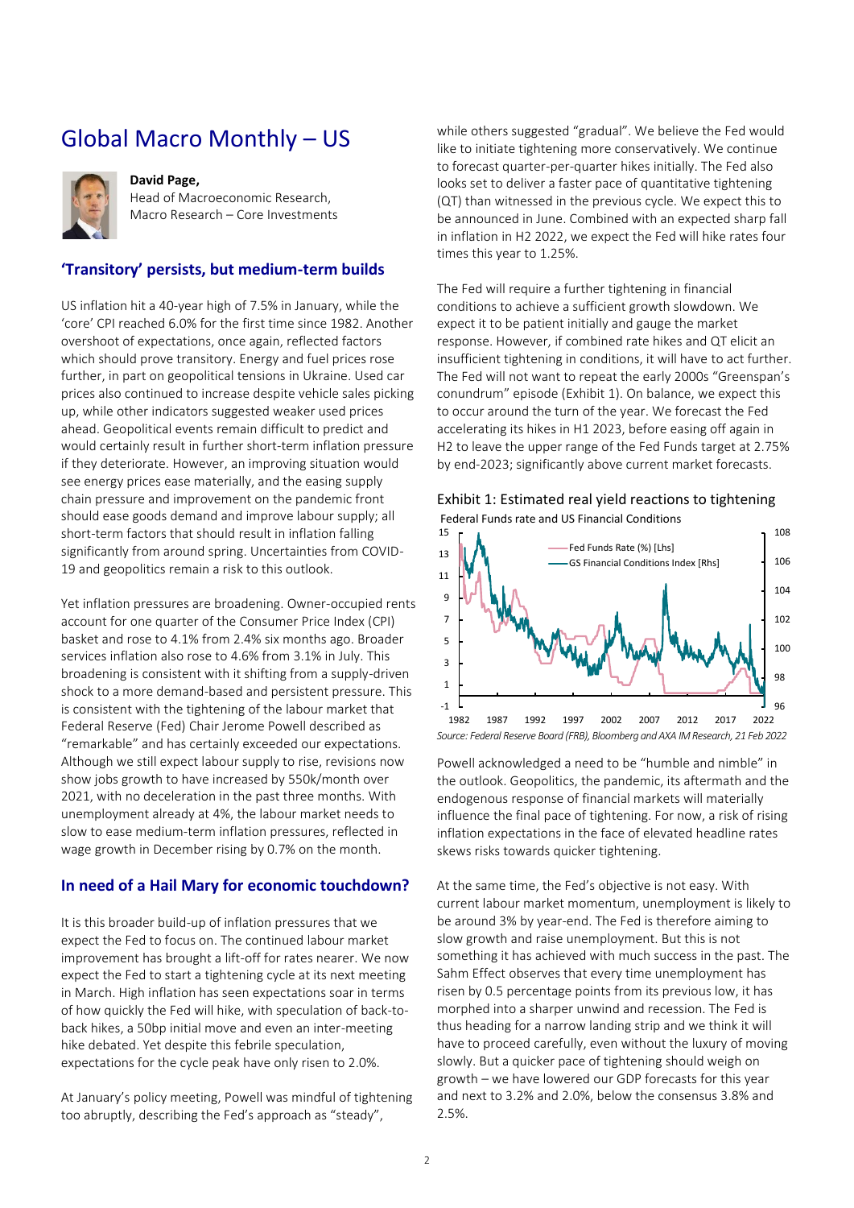# Global Macro Monthly – US

**David Page,**
Head of Macroeconomic Research,
Macro Research – Core Investments

## 'Transitory' persists, but medium-term builds

US inflation hit a 40-year high of 7.5% in January, while the 'core' CPI reached 6.0% for the first time since 1982. Another overshoot of expectations, once again, reflected factors which should prove transitory. Energy and fuel prices rose further, in part on geopolitical tensions in Ukraine. Used car prices also continued to increase despite vehicle sales picking up, while other indicators suggested weaker used prices ahead. Geopolitical events remain difficult to predict and would certainly result in further short-term inflation pressure if they deteriorate. However, an improving situation would see energy prices ease materially, and the easing supply chain pressure and improvement on the pandemic front should ease goods demand and improve labour supply; all short-term factors that should result in inflation falling significantly from around spring. Uncertainties from COVID-19 and geopolitics remain a risk to this outlook.

Yet inflation pressures are broadening. Owner-occupied rents account for one quarter of the Consumer Price Index (CPI) basket and rose to 4.1% from 2.4% six months ago. Broader services inflation also rose to 4.6% from 3.1% in July. This broadening is consistent with it shifting from a supply-driven shock to a more demand-based and persistent pressure. This is consistent with the tightening of the labour market that Federal Reserve (Fed) Chair Jerome Powell described as "remarkable" and has certainly exceeded our expectations. Although we still expect labour supply to rise, revisions now show jobs growth to have increased by 550k/month over 2021, with no deceleration in the past three months. With unemployment already at 4%, the labour market needs to slow to ease medium-term inflation pressures, reflected in wage growth in December rising by 0.7% on the month.

## In need of a Hail Mary for economic touchdown?

It is this broader build-up of inflation pressures that we expect the Fed to focus on. The continued labour market improvement has brought a lift-off for rates nearer. We now expect the Fed to start a tightening cycle at its next meeting in March. High inflation has seen expectations soar in terms of how quickly the Fed will hike, with speculation of back-to-back hikes, a 50bp initial move and even an inter-meeting hike debated. Yet despite this febrile speculation, expectations for the cycle peak have only risen to 2.0%.

At January's policy meeting, Powell was mindful of tightening too abruptly, describing the Fed's approach as "steady", while others suggested "gradual". We believe the Fed would like to initiate tightening more conservatively. We continue to forecast quarter-per-quarter hikes initially. The Fed also looks set to deliver a faster pace of quantitative tightening (QT) than witnessed in the previous cycle. We expect this to be announced in June. Combined with an expected sharp fall in inflation in H2 2022, we expect the Fed will hike rates four times this year to 1.25%.

The Fed will require a further tightening in financial conditions to achieve a sufficient growth slowdown. We expect it to be patient initially and gauge the market response. However, if combined rate hikes and QT elicit an insufficient tightening in conditions, it will have to act further. The Fed will not want to repeat the early 2000s "Greenspan's conundrum" episode (Exhibit 1). On balance, we expect this to occur around the turn of the year. We forecast the Fed accelerating its hikes in H1 2023, before easing off again in H2 to leave the upper range of the Fed Funds target at 2.75% by end-2023; significantly above current market forecasts.

**Exhibit 1: Estimated real yield reactions to tightening**

Federal Funds rate and US Financial Conditions

*Source: Federal Reserve Board (FRB), Bloomberg and AXA IM Research, 21 Feb 2022*

Powell acknowledged a need to be "humble and nimble" in the outlook. Geopolitics, the pandemic, its aftermath and the endogenous response of financial markets will materially influence the final pace of tightening. For now, a risk of rising inflation expectations in the face of elevated headline rates skews risks towards quicker tightening.

At the same time, the Fed's objective is not easy. With current labour market momentum, unemployment is likely to be around 3% by year-end. The Fed is therefore aiming to slow growth and raise unemployment. But this is not something it has achieved with much success in the past. The Sahm Effect observes that every time unemployment has risen by 0.5 percentage points from its previous low, it has morphed into a sharper unwind and recession. The Fed is thus heading for a narrow landing strip and we think it will have to proceed carefully, even without the luxury of moving slowly. But a quicker pace of tightening should weigh on growth – we have lowered our GDP forecasts for this year and next to 3.2% and 2.0%, below the consensus 3.8% and 2.5%.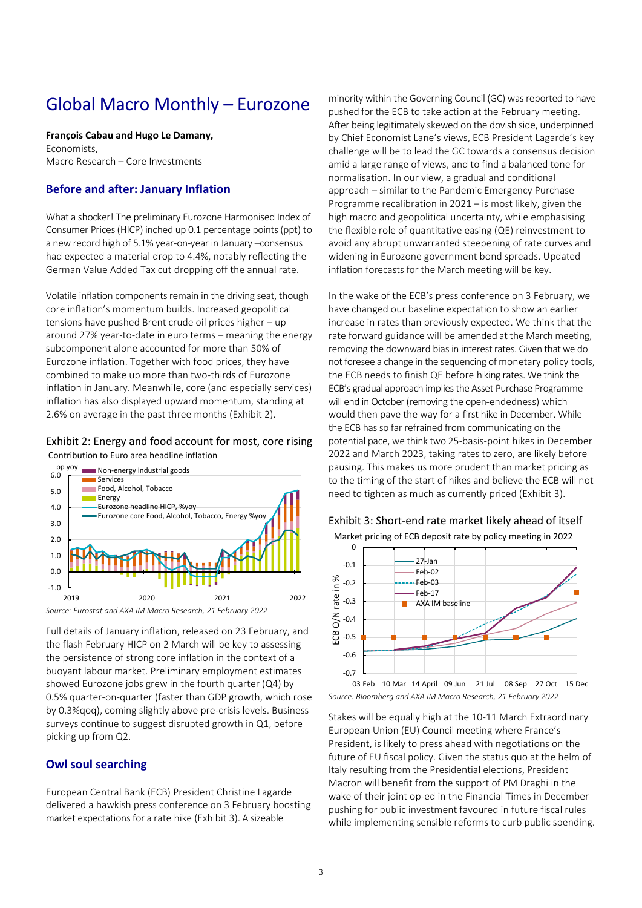# Global Macro Monthly – Eurozone

**François Cabau and Hugo Le Damany,**
Economists,
Macro Research – Core Investments

## Before and after: January Inflation

What a shocker! The preliminary Eurozone Harmonised Index of Consumer Prices (HICP) inched up 0.1 percentage points (ppt) to a new record high of 5.1% year-on-year in January –consensus had expected a material drop to 4.4%, notably reflecting the German Value Added Tax cut dropping off the annual rate.

Volatile inflation components remain in the driving seat, though core inflation's momentum builds. Increased geopolitical tensions have pushed Brent crude oil prices higher – up around 27% year-to-date in euro terms – meaning the energy subcomponent alone accounted for more than 50% of Eurozone inflation. Together with food prices, they have combined to make up more than two-thirds of Eurozone inflation in January. Meanwhile, core (and especially services) inflation has also displayed upward momentum, standing at 2.6% on average in the past three months (Exhibit 2).

Exhibit 2: Energy and food account for most, core rising

Contribution to Euro area headline inflation

*Source: Eurostat and AXA IM Macro Research, 21 February 2022*

Full details of January inflation, released on 23 February, and the flash February HICP on 2 March will be key to assessing the persistence of strong core inflation in the context of a buoyant labour market. Preliminary employment estimates showed Eurozone jobs grew in the fourth quarter (Q4) by 0.5% quarter-on-quarter (faster than GDP growth, which rose by 0.3%qoq), coming slightly above pre-crisis levels. Business surveys continue to suggest disrupted growth in Q1, before picking up from Q2.

## Owl soul searching

European Central Bank (ECB) President Christine Lagarde delivered a hawkish press conference on 3 February boosting market expectations for a rate hike (Exhibit 3). A sizeable minority within the Governing Council (GC) was reported to have pushed for the ECB to take action at the February meeting. After being legitimately skewed on the dovish side, underpinned by Chief Economist Lane's views, ECB President Lagarde's key challenge will be to lead the GC towards a consensus decision amid a large range of views, and to find a balanced tone for normalisation. In our view, a gradual and conditional approach – similar to the Pandemic Emergency Purchase Programme recalibration in 2021 – is most likely, given the high macro and geopolitical uncertainty, while emphasising the flexible role of quantitative easing (QE) reinvestment to avoid any abrupt unwarranted steepening of rate curves and widening in Eurozone government bond spreads. Updated inflation forecasts for the March meeting will be key.

In the wake of the ECB's press conference on 3 February, we have changed our baseline expectation to show an earlier increase in rates than previously expected. We think that the rate forward guidance will be amended at the March meeting, removing the downward bias in interest rates. Given that we do not foresee a change in the sequencing of monetary policy tools, the ECB needs to finish QE before hiking rates. We think the ECB's gradual approach implies the Asset Purchase Programme will end in October (removing the open-endedness) which would then pave the way for a first hike in December. While the ECB has so far refrained from communicating on the potential pace, we think two 25-basis-point hikes in December 2022 and March 2023, taking rates to zero, are likely before pausing. This makes us more prudent than market pricing as to the timing of the start of hikes and believe the ECB will not need to tighten as much as currently priced (Exhibit 3).

Exhibit 3: Short-end rate market likely ahead of itself

Market pricing of ECB deposit rate by policy meeting in 2022

*Source: Bloomberg and AXA IM Macro Research, 21 February 2022*

Stakes will be equally high at the 10-11 March Extraordinary European Union (EU) Council meeting where France's President, is likely to press ahead with negotiations on the future of EU fiscal policy. Given the status quo at the helm of Italy resulting from the Presidential elections, President Macron will benefit from the support of PM Draghi in the wake of their joint op-ed in the Financial Times in December pushing for public investment favoured in future fiscal rules while implementing sensible reforms to curb public spending.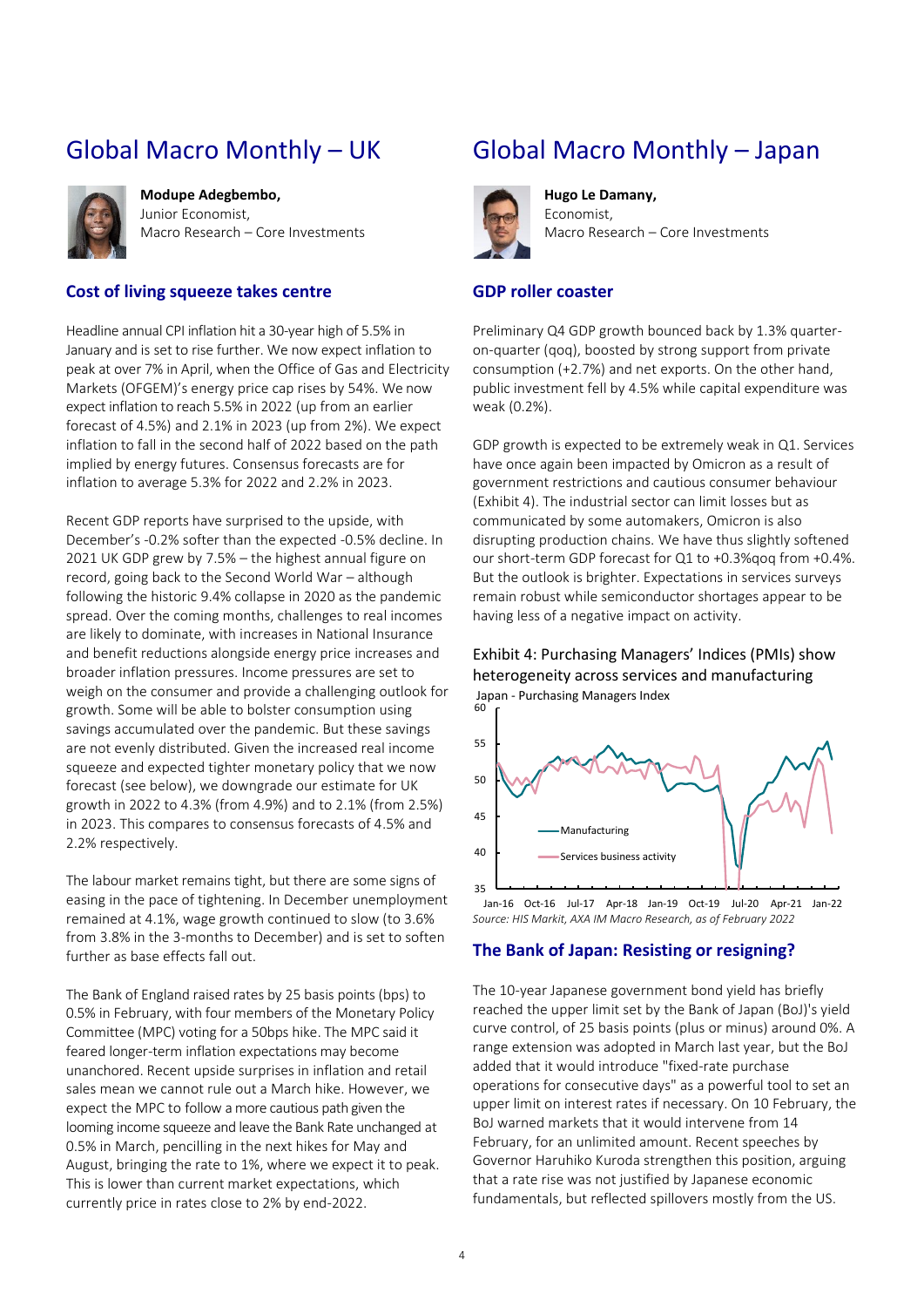# Global Macro Monthly – UK

**Modupe Adegbembo,**
Junior Economist,
Macro Research – Core Investments

### Cost of living squeeze takes centre

Headline annual CPI inflation hit a 30-year high of 5.5% in January and is set to rise further. We now expect inflation to peak at over 7% in April, when the Office of Gas and Electricity Markets (OFGEM)'s energy price cap rises by 54%. We now expect inflation to reach 5.5% in 2022 (up from an earlier forecast of 4.5%) and 2.1% in 2023 (up from 2%). We expect inflation to fall in the second half of 2022 based on the path implied by energy futures. Consensus forecasts are for inflation to average 5.3% for 2022 and 2.2% in 2023.

Recent GDP reports have surprised to the upside, with December's -0.2% softer than the expected -0.5% decline. In 2021 UK GDP grew by 7.5% – the highest annual figure on record, going back to the Second World War – although following the historic 9.4% collapse in 2020 as the pandemic spread. Over the coming months, challenges to real incomes are likely to dominate, with increases in National Insurance and benefit reductions alongside energy price increases and broader inflation pressures. Income pressures are set to weigh on the consumer and provide a challenging outlook for growth. Some will be able to bolster consumption using savings accumulated over the pandemic. But these savings are not evenly distributed. Given the increased real income squeeze and expected tighter monetary policy that we now forecast (see below), we downgrade our estimate for UK growth in 2022 to 4.3% (from 4.9%) and to 2.1% (from 2.5%) in 2023. This compares to consensus forecasts of 4.5% and 2.2% respectively.

The labour market remains tight, but there are some signs of easing in the pace of tightening. In December unemployment remained at 4.1%, wage growth continued to slow (to 3.6% from 3.8% in the 3-months to December) and is set to soften further as base effects fall out.

The Bank of England raised rates by 25 basis points (bps) to 0.5% in February, with four members of the Monetary Policy Committee (MPC) voting for a 50bps hike. The MPC said it feared longer-term inflation expectations may become unanchored. Recent upside surprises in inflation and retail sales mean we cannot rule out a March hike. However, we expect the MPC to follow a more cautious path given the looming income squeeze and leave the Bank Rate unchanged at 0.5% in March, pencilling in the next hikes for May and August, bringing the rate to 1%, where we expect it to peak. This is lower than current market expectations, which currently price in rates close to 2% by end-2022.

# Global Macro Monthly – Japan

**Hugo Le Damany,**
Economist,
Macro Research – Core Investments

### GDP roller coaster

Preliminary Q4 GDP growth bounced back by 1.3% quarter-on-quarter (qoq), boosted by strong support from private consumption (+2.7%) and net exports. On the other hand, public investment fell by 4.5% while capital expenditure was weak (0.2%).

GDP growth is expected to be extremely weak in Q1. Services have once again been impacted by Omicron as a result of government restrictions and cautious consumer behaviour (Exhibit 4). The industrial sector can limit losses but as communicated by some automakers, Omicron is also disrupting production chains. We have thus slightly softened our short-term GDP forecast for Q1 to +0.3%qoq from +0.4%. But the outlook is brighter. Expectations in services surveys remain robust while semiconductor shortages appear to be having less of a negative impact on activity.

Exhibit 4: Purchasing Managers' Indices (PMIs) show heterogeneity across services and manufacturing

*Source: HIS Markit, AXA IM Macro Research, as of February 2022*

### The Bank of Japan: Resisting or resigning?

The 10-year Japanese government bond yield has briefly reached the upper limit set by the Bank of Japan (BoJ)'s yield curve control, of 25 basis points (plus or minus) around 0%. A range extension was adopted in March last year, but the BoJ added that it would introduce "fixed-rate purchase operations for consecutive days" as a powerful tool to set an upper limit on interest rates if necessary. On 10 February, the BoJ warned markets that it would intervene from 14 February, for an unlimited amount. Recent speeches by Governor Haruhiko Kuroda strengthen this position, arguing that a rate rise was not justified by Japanese economic fundamentals, but reflected spillovers mostly from the US.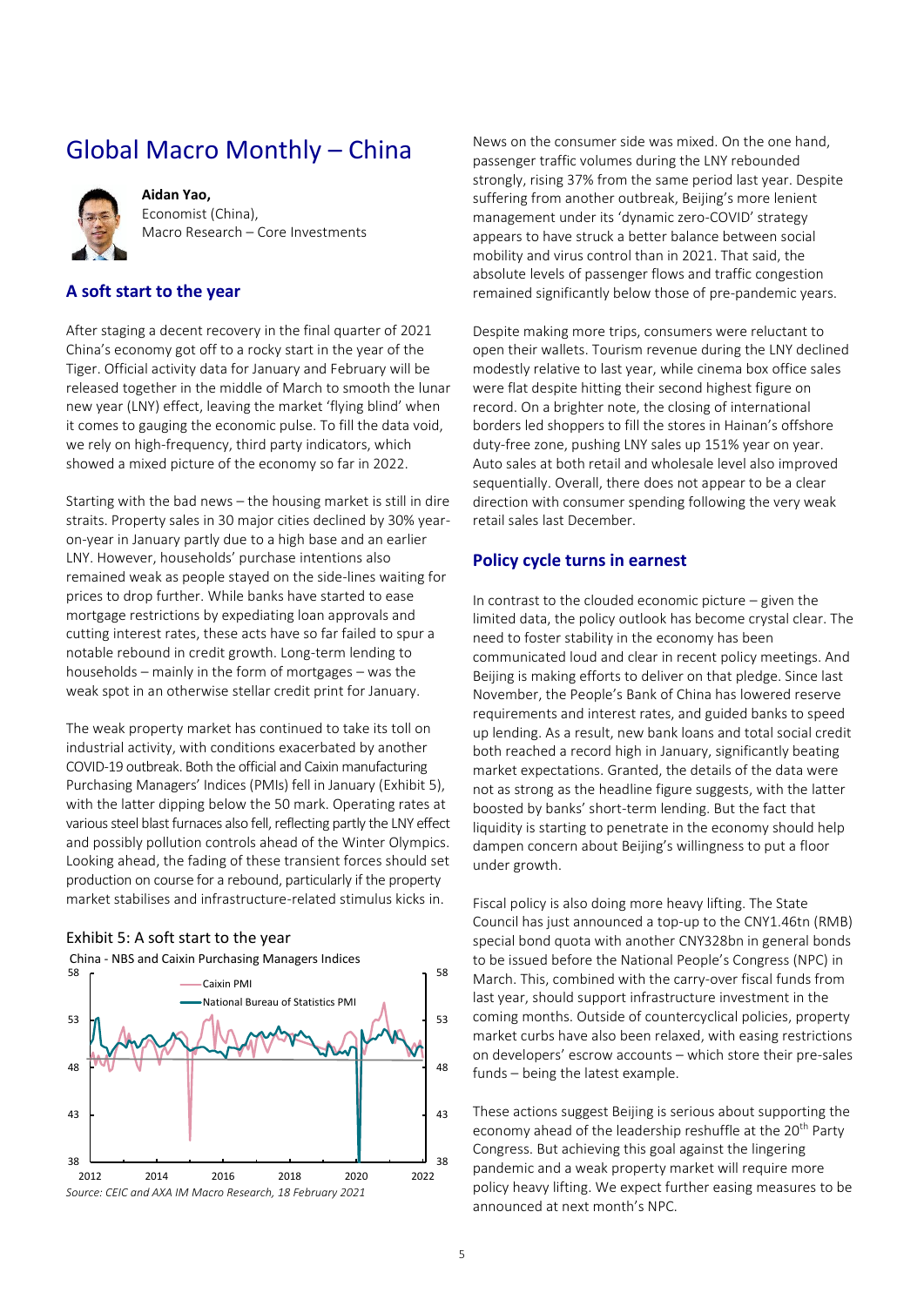# Global Macro Monthly – China

**Aidan Yao,**
Economist (China),
Macro Research – Core Investments

## A soft start to the year

After staging a decent recovery in the final quarter of 2021 China's economy got off to a rocky start in the year of the Tiger. Official activity data for January and February will be released together in the middle of March to smooth the lunar new year (LNY) effect, leaving the market 'flying blind' when it comes to gauging the economic pulse. To fill the data void, we rely on high-frequency, third party indicators, which showed a mixed picture of the economy so far in 2022.

Starting with the bad news – the housing market is still in dire straits. Property sales in 30 major cities declined by 30% year-on-year in January partly due to a high base and an earlier LNY. However, households' purchase intentions also remained weak as people stayed on the side-lines waiting for prices to drop further. While banks have started to ease mortgage restrictions by expediating loan approvals and cutting interest rates, these acts have so far failed to spur a notable rebound in credit growth. Long-term lending to households – mainly in the form of mortgages – was the weak spot in an otherwise stellar credit print for January.

The weak property market has continued to take its toll on industrial activity, with conditions exacerbated by another COVID-19 outbreak. Both the official and Caixin manufacturing Purchasing Managers' Indices (PMIs) fell in January (Exhibit 5), with the latter dipping below the 50 mark. Operating rates at various steel blast furnaces also fell, reflecting partly the LNY effect and possibly pollution controls ahead of the Winter Olympics. Looking ahead, the fading of these transient forces should set production on course for a rebound, particularly if the property market stabilises and infrastructure-related stimulus kicks in.

Exhibit 5: A soft start to the year

China - NBS and Caixin Purchasing Managers Indices

*Source: CEIC and AXA IM Macro Research, 18 February 2021*

News on the consumer side was mixed. On the one hand, passenger traffic volumes during the LNY rebounded strongly, rising 37% from the same period last year. Despite suffering from another outbreak, Beijing's more lenient management under its 'dynamic zero-COVID' strategy appears to have struck a better balance between social mobility and virus control than in 2021. That said, the absolute levels of passenger flows and traffic congestion remained significantly below those of pre-pandemic years.

Despite making more trips, consumers were reluctant to open their wallets. Tourism revenue during the LNY declined modestly relative to last year, while cinema box office sales were flat despite hitting their second highest figure on record. On a brighter note, the closing of international borders led shoppers to fill the stores in Hainan's offshore duty-free zone, pushing LNY sales up 151% year on year. Auto sales at both retail and wholesale level also improved sequentially. Overall, there does not appear to be a clear direction with consumer spending following the very weak retail sales last December.

## Policy cycle turns in earnest

In contrast to the clouded economic picture – given the limited data, the policy outlook has become crystal clear. The need to foster stability in the economy has been communicated loud and clear in recent policy meetings. And Beijing is making efforts to deliver on that pledge. Since last November, the People's Bank of China has lowered reserve requirements and interest rates, and guided banks to speed up lending. As a result, new bank loans and total social credit both reached a record high in January, significantly beating market expectations. Granted, the details of the data were not as strong as the headline figure suggests, with the latter boosted by banks' short-term lending. But the fact that liquidity is starting to penetrate in the economy should help dampen concern about Beijing's willingness to put a floor under growth.

Fiscal policy is also doing more heavy lifting. The State Council has just announced a top-up to the CNY1.46tn (RMB) special bond quota with another CNY328bn in general bonds to be issued before the National People's Congress (NPC) in March. This, combined with the carry-over fiscal funds from last year, should support infrastructure investment in the coming months. Outside of countercyclical policies, property market curbs have also been relaxed, with easing restrictions on developers' escrow accounts – which store their pre-sales funds – being the latest example.

These actions suggest Beijing is serious about supporting the economy ahead of the leadership reshuffle at the 20th Party Congress. But achieving this goal against the lingering pandemic and a weak property market will require more policy heavy lifting. We expect further easing measures to be announced at next month's NPC.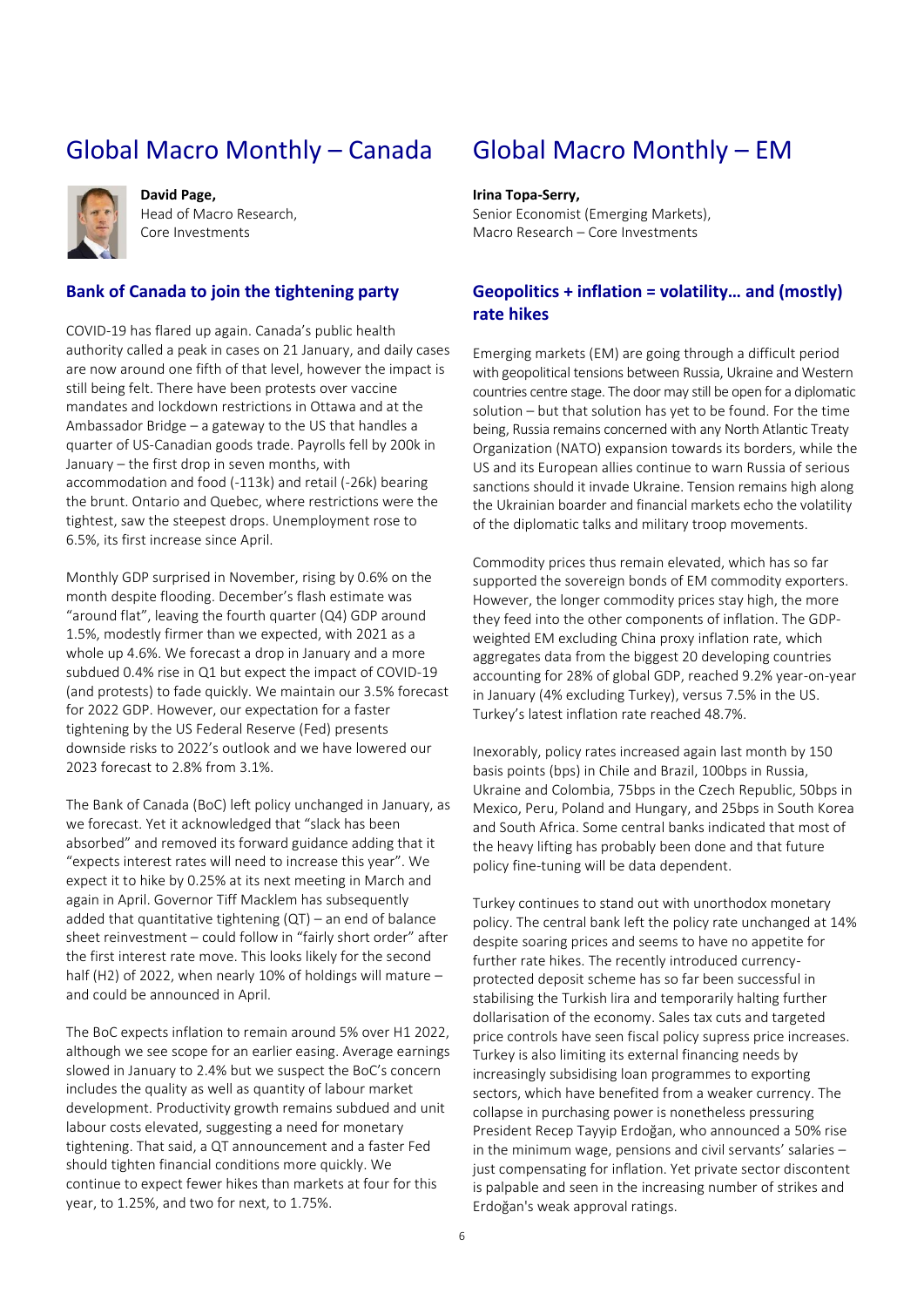# Global Macro Monthly – Canada

**David Page,**
Head of Macro Research,
Core Investments

## Bank of Canada to join the tightening party

COVID-19 has flared up again. Canada's public health authority called a peak in cases on 21 January, and daily cases are now around one fifth of that level, however the impact is still being felt. There have been protests over vaccine mandates and lockdown restrictions in Ottawa and at the Ambassador Bridge – a gateway to the US that handles a quarter of US-Canadian goods trade. Payrolls fell by 200k in January – the first drop in seven months, with accommodation and food (-113k) and retail (-26k) bearing the brunt. Ontario and Quebec, where restrictions were the tightest, saw the steepest drops. Unemployment rose to 6.5%, its first increase since April.

Monthly GDP surprised in November, rising by 0.6% on the month despite flooding. December's flash estimate was "around flat", leaving the fourth quarter (Q4) GDP around 1.5%, modestly firmer than we expected, with 2021 as a whole up 4.6%. We forecast a drop in January and a more subdued 0.4% rise in Q1 but expect the impact of COVID-19 (and protests) to fade quickly. We maintain our 3.5% forecast for 2022 GDP. However, our expectation for a faster tightening by the US Federal Reserve (Fed) presents downside risks to 2022's outlook and we have lowered our 2023 forecast to 2.8% from 3.1%.

The Bank of Canada (BoC) left policy unchanged in January, as we forecast. Yet it acknowledged that "slack has been absorbed" and removed its forward guidance adding that it "expects interest rates will need to increase this year". We expect it to hike by 0.25% at its next meeting in March and again in April. Governor Tiff Macklem has subsequently added that quantitative tightening (QT) – an end of balance sheet reinvestment – could follow in "fairly short order" after the first interest rate move. This looks likely for the second half (H2) of 2022, when nearly 10% of holdings will mature – and could be announced in April.

The BoC expects inflation to remain around 5% over H1 2022, although we see scope for an earlier easing. Average earnings slowed in January to 2.4% but we suspect the BoC's concern includes the quality as well as quantity of labour market development. Productivity growth remains subdued and unit labour costs elevated, suggesting a need for monetary tightening. That said, a QT announcement and a faster Fed should tighten financial conditions more quickly. We continue to expect fewer hikes than markets at four for this year, to 1.25%, and two for next, to 1.75%.

# Global Macro Monthly – EM

**Irina Topa-Serry,**
Senior Economist (Emerging Markets),
Macro Research – Core Investments

## Geopolitics + inflation = volatility… and (mostly) rate hikes

Emerging markets (EM) are going through a difficult period with geopolitical tensions between Russia, Ukraine and Western countries centre stage. The door may still be open for a diplomatic solution – but that solution has yet to be found. For the time being, Russia remains concerned with any North Atlantic Treaty Organization (NATO) expansion towards its borders, while the US and its European allies continue to warn Russia of serious sanctions should it invade Ukraine. Tension remains high along the Ukrainian boarder and financial markets echo the volatility of the diplomatic talks and military troop movements.

Commodity prices thus remain elevated, which has so far supported the sovereign bonds of EM commodity exporters. However, the longer commodity prices stay high, the more they feed into the other components of inflation. The GDP-weighted EM excluding China proxy inflation rate, which aggregates data from the biggest 20 developing countries accounting for 28% of global GDP, reached 9.2% year-on-year in January (4% excluding Turkey), versus 7.5% in the US. Turkey's latest inflation rate reached 48.7%.

Inexorably, policy rates increased again last month by 150 basis points (bps) in Chile and Brazil, 100bps in Russia, Ukraine and Colombia, 75bps in the Czech Republic, 50bps in Mexico, Peru, Poland and Hungary, and 25bps in South Korea and South Africa. Some central banks indicated that most of the heavy lifting has probably been done and that future policy fine-tuning will be data dependent.

Turkey continues to stand out with unorthodox monetary policy. The central bank left the policy rate unchanged at 14% despite soaring prices and seems to have no appetite for further rate hikes. The recently introduced currency-protected deposit scheme has so far been successful in stabilising the Turkish lira and temporarily halting further dollarisation of the economy. Sales tax cuts and targeted price controls have seen fiscal policy supress price increases. Turkey is also limiting its external financing needs by increasingly subsidising loan programmes to exporting sectors, which have benefited from a weaker currency. The collapse in purchasing power is nonetheless pressuring President Recep Tayyip Erdoğan, who announced a 50% rise in the minimum wage, pensions and civil servants' salaries – just compensating for inflation. Yet private sector discontent is palpable and seen in the increasing number of strikes and Erdoğan's weak approval ratings.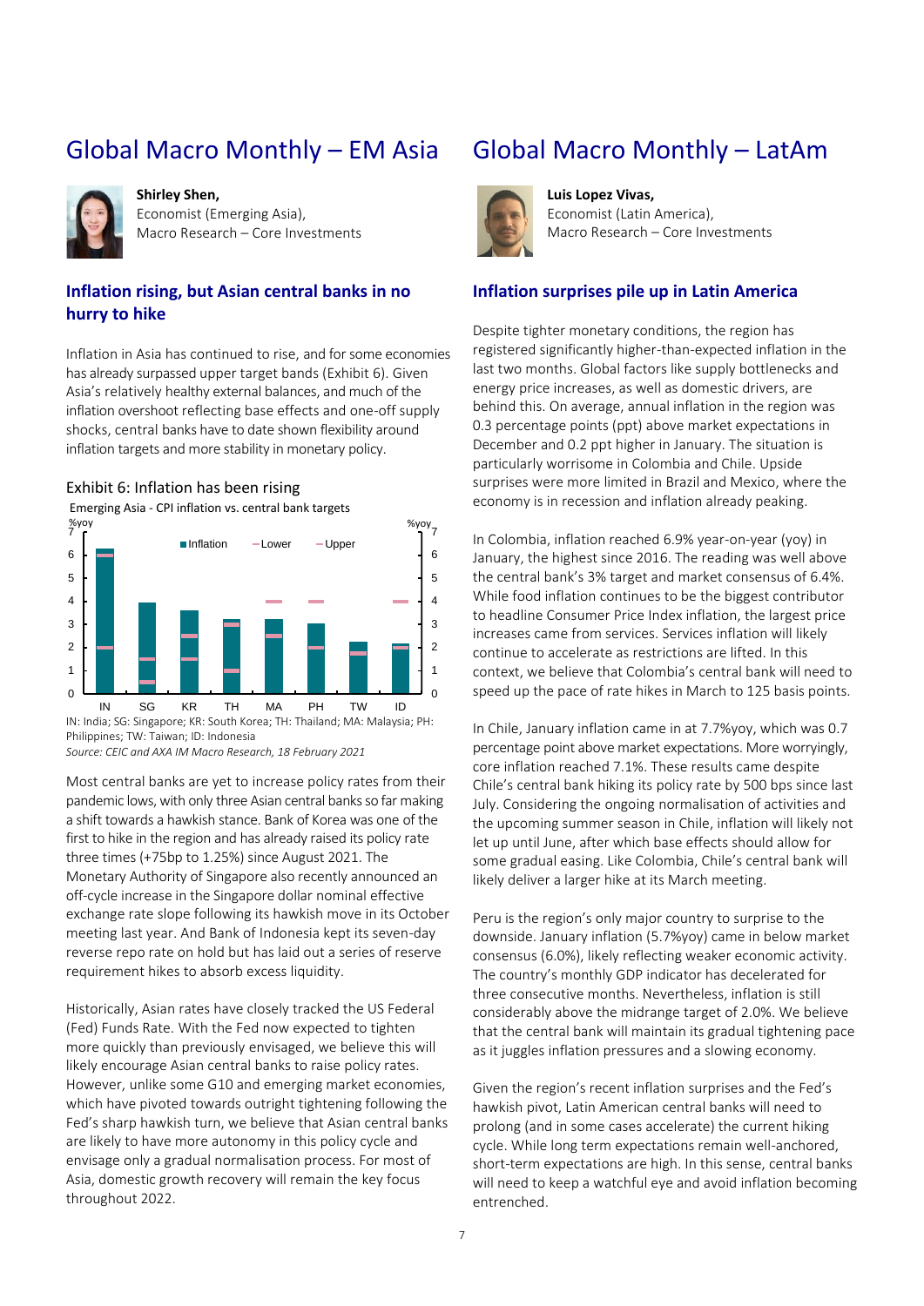# Global Macro Monthly – EM Asia

**Shirley Shen,**
Economist (Emerging Asia),
Macro Research – Core Investments

## Inflation rising, but Asian central banks in no hurry to hike

Inflation in Asia has continued to rise, and for some economies has already surpassed upper target bands (Exhibit 6). Given Asia's relatively healthy external balances, and much of the inflation overshoot reflecting base effects and one-off supply shocks, central banks have to date shown flexibility around inflation targets and more stability in monetary policy.

Exhibit 6: Inflation has been rising

Emerging Asia - CPI inflation vs. central bank targets

IN: India; SG: Singapore; KR: South Korea; TH: Thailand; MA: Malaysia; PH: Philippines; TW: Taiwan; ID: Indonesia

*Source: CEIC and AXA IM Macro Research, 18 February 2021*

Most central banks are yet to increase policy rates from their pandemic lows, with only three Asian central banks so far making a shift towards a hawkish stance. Bank of Korea was one of the first to hike in the region and has already raised its policy rate three times (+75bp to 1.25%) since August 2021. The Monetary Authority of Singapore also recently announced an off-cycle increase in the Singapore dollar nominal effective exchange rate slope following its hawkish move in its October meeting last year. And Bank of Indonesia kept its seven-day reverse repo rate on hold but has laid out a series of reserve requirement hikes to absorb excess liquidity.

Historically, Asian rates have closely tracked the US Federal (Fed) Funds Rate. With the Fed now expected to tighten more quickly than previously envisaged, we believe this will likely encourage Asian central banks to raise policy rates. However, unlike some G10 and emerging market economies, which have pivoted towards outright tightening following the Fed's sharp hawkish turn, we believe that Asian central banks are likely to have more autonomy in this policy cycle and envisage only a gradual normalisation process. For most of Asia, domestic growth recovery will remain the key focus throughout 2022.

# Global Macro Monthly – LatAm

**Luis Lopez Vivas,**
Economist (Latin America),
Macro Research – Core Investments

## Inflation surprises pile up in Latin America

Despite tighter monetary conditions, the region has registered significantly higher-than-expected inflation in the last two months. Global factors like supply bottlenecks and energy price increases, as well as domestic drivers, are behind this. On average, annual inflation in the region was 0.3 percentage points (ppt) above market expectations in December and 0.2 ppt higher in January. The situation is particularly worrisome in Colombia and Chile. Upside surprises were more limited in Brazil and Mexico, where the economy is in recession and inflation already peaking.

In Colombia, inflation reached 6.9% year-on-year (yoy) in January, the highest since 2016. The reading was well above the central bank's 3% target and market consensus of 6.4%. While food inflation continues to be the biggest contributor to headline Consumer Price Index inflation, the largest price increases came from services. Services inflation will likely continue to accelerate as restrictions are lifted. In this context, we believe that Colombia's central bank will need to speed up the pace of rate hikes in March to 125 basis points.

In Chile, January inflation came in at 7.7%yoy, which was 0.7 percentage point above market expectations. More worryingly, core inflation reached 7.1%. These results came despite Chile's central bank hiking its policy rate by 500 bps since last July. Considering the ongoing normalisation of activities and the upcoming summer season in Chile, inflation will likely not let up until June, after which base effects should allow for some gradual easing. Like Colombia, Chile's central bank will likely deliver a larger hike at its March meeting.

Peru is the region's only major country to surprise to the downside. January inflation (5.7%yoy) came in below market consensus (6.0%), likely reflecting weaker economic activity. The country's monthly GDP indicator has decelerated for three consecutive months. Nevertheless, inflation is still considerably above the midrange target of 2.0%. We believe that the central bank will maintain its gradual tightening pace as it juggles inflation pressures and a slowing economy.

Given the region's recent inflation surprises and the Fed's hawkish pivot, Latin American central banks will need to prolong (and in some cases accelerate) the current hiking cycle. While long term expectations remain well-anchored, short-term expectations are high. In this sense, central banks will need to keep a watchful eye and avoid inflation becoming entrenched.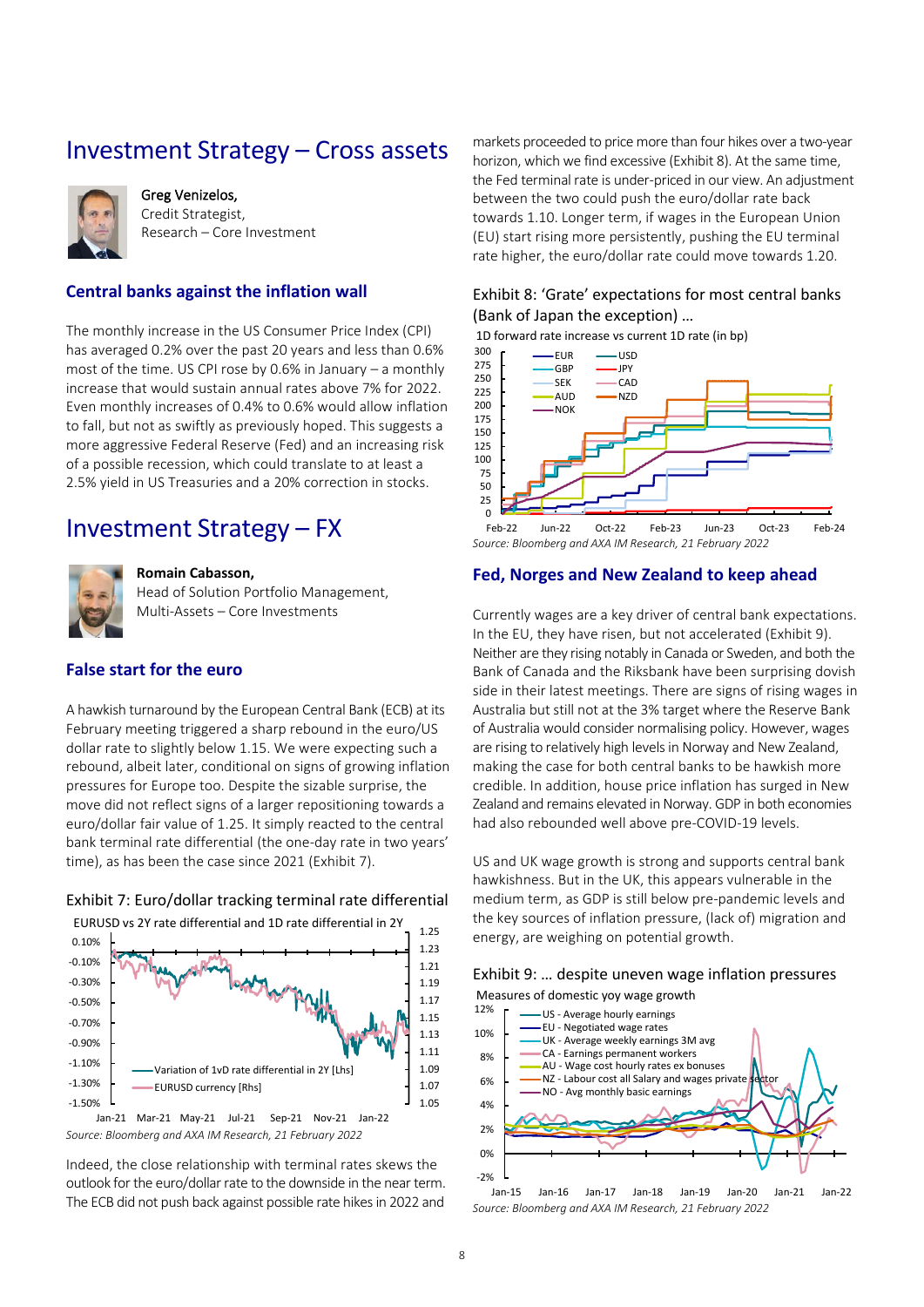## Investment Strategy – Cross assets

**Greg Venizelos,**
Credit Strategist,
Research – Core Investment

### Central banks against the inflation wall

The monthly increase in the US Consumer Price Index (CPI) has averaged 0.2% over the past 20 years and less than 0.6% most of the time. US CPI rose by 0.6% in January – a monthly increase that would sustain annual rates above 7% for 2022. Even monthly increases of 0.4% to 0.6% would allow inflation to fall, but not as swiftly as previously hoped. This suggests a more aggressive Federal Reserve (Fed) and an increasing risk of a possible recession, which could translate to at least a 2.5% yield in US Treasuries and a 20% correction in stocks.

## Investment Strategy – FX

**Romain Cabasson,**
Head of Solution Portfolio Management,
Multi-Assets – Core Investments

### False start for the euro

A hawkish turnaround by the European Central Bank (ECB) at its February meeting triggered a sharp rebound in the euro/US dollar rate to slightly below 1.15. We were expecting such a rebound, albeit later, conditional on signs of growing inflation pressures for Europe too. Despite the sizable surprise, the move did not reflect signs of a larger repositioning towards a euro/dollar fair value of 1.25. It simply reacted to the central bank terminal rate differential (the one-day rate in two years' time), as has been the case since 2021 (Exhibit 7).

Exhibit 7: Euro/dollar tracking terminal rate differential

EURUSD vs 2Y rate differential and 1D rate differential in 2Y

*Source: Bloomberg and AXA IM Research, 21 February 2022*

Indeed, the close relationship with terminal rates skews the outlook for the euro/dollar rate to the downside in the near term. The ECB did not push back against possible rate hikes in 2022 and markets proceeded to price more than four hikes over a two-year horizon, which we find excessive (Exhibit 8). At the same time, the Fed terminal rate is under-priced in our view. An adjustment between the two could push the euro/dollar rate back towards 1.10. Longer term, if wages in the European Union (EU) start rising more persistently, pushing the EU terminal rate higher, the euro/dollar rate could move towards 1.20.

Exhibit 8: 'Grate' expectations for most central banks (Bank of Japan the exception) …

1D forward rate increase vs current 1D rate (in bp)

*Source: Bloomberg and AXA IM Research, 21 February 2022*

### Fed, Norges and New Zealand to keep ahead

Currently wages are a key driver of central bank expectations. In the EU, they have risen, but not accelerated (Exhibit 9). Neither are they rising notably in Canada or Sweden, and both the Bank of Canada and the Riksbank have been surprising dovish side in their latest meetings. There are signs of rising wages in Australia but still not at the 3% target where the Reserve Bank of Australia would consider normalising policy. However, wages are rising to relatively high levels in Norway and New Zealand, making the case for both central banks to be hawkish more credible. In addition, house price inflation has surged in New Zealand and remains elevated in Norway. GDP in both economies had also rebounded well above pre-COVID-19 levels.

US and UK wage growth is strong and supports central bank hawkishness. But in the UK, this appears vulnerable in the medium term, as GDP is still below pre-pandemic levels and the key sources of inflation pressure, (lack of) migration and energy, are weighing on potential growth.

Exhibit 9: … despite uneven wage inflation pressures

Measures of domestic yoy wage growth

*Source: Bloomberg and AXA IM Research, 21 February 2022*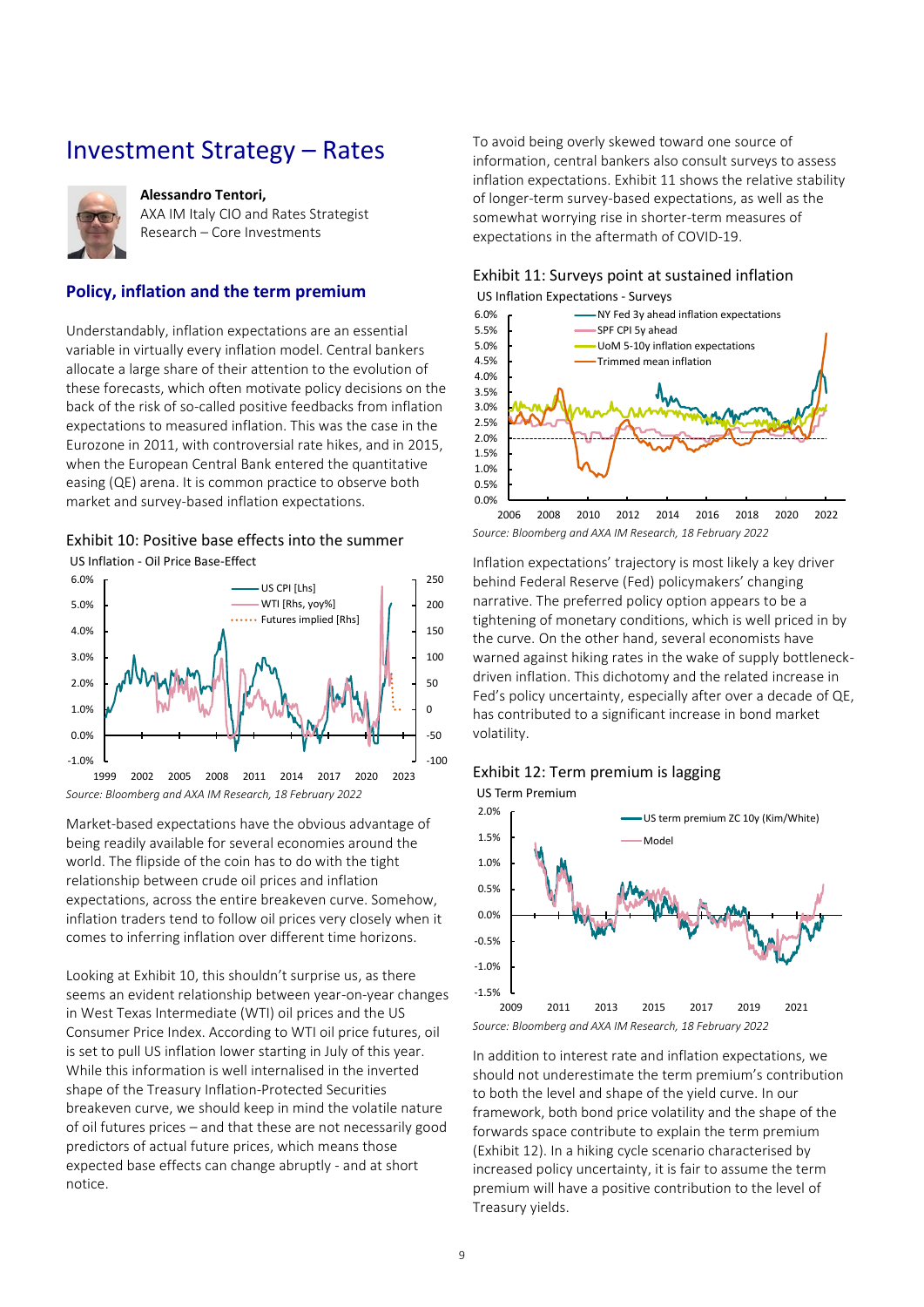# Investment Strategy – Rates

**Alessandro Tentori,**
AXA IM Italy CIO and Rates Strategist
Research – Core Investments

## Policy, inflation and the term premium

Understandably, inflation expectations are an essential variable in virtually every inflation model. Central bankers allocate a large share of their attention to the evolution of these forecasts, which often motivate policy decisions on the back of the risk of so-called positive feedbacks from inflation expectations to measured inflation. This was the case in the Eurozone in 2011, with controversial rate hikes, and in 2015, when the European Central Bank entered the quantitative easing (QE) arena. It is common practice to observe both market and survey-based inflation expectations.

Exhibit 10: Positive base effects into the summer

US Inflation - Oil Price Base-Effect

*Source: Bloomberg and AXA IM Research, 18 February 2022*

Market-based expectations have the obvious advantage of being readily available for several economies around the world. The flipside of the coin has to do with the tight relationship between crude oil prices and inflation expectations, across the entire breakeven curve. Somehow, inflation traders tend to follow oil prices very closely when it comes to inferring inflation over different time horizons.

Looking at Exhibit 10, this shouldn't surprise us, as there seems an evident relationship between year-on-year changes in West Texas Intermediate (WTI) oil prices and the US Consumer Price Index. According to WTI oil price futures, oil is set to pull US inflation lower starting in July of this year. While this information is well internalised in the inverted shape of the Treasury Inflation-Protected Securities breakeven curve, we should keep in mind the volatile nature of oil futures prices – and that these are not necessarily good predictors of actual future prices, which means those expected base effects can change abruptly - and at short notice.

To avoid being overly skewed toward one source of information, central bankers also consult surveys to assess inflation expectations. Exhibit 11 shows the relative stability of longer-term survey-based expectations, as well as the somewhat worrying rise in shorter-term measures of expectations in the aftermath of COVID-19.

Exhibit 11: Surveys point at sustained inflation

US Inflation Expectations - Surveys

*Source: Bloomberg and AXA IM Research, 18 February 2022*

Inflation expectations' trajectory is most likely a key driver behind Federal Reserve (Fed) policymakers' changing narrative. The preferred policy option appears to be a tightening of monetary conditions, which is well priced in by the curve. On the other hand, several economists have warned against hiking rates in the wake of supply bottleneck-driven inflation. This dichotomy and the related increase in Fed's policy uncertainty, especially after over a decade of QE, has contributed to a significant increase in bond market volatility.

Exhibit 12: Term premium is lagging

US Term Premium

*Source: Bloomberg and AXA IM Research, 18 February 2022*

In addition to interest rate and inflation expectations, we should not underestimate the term premium's contribution to both the level and shape of the yield curve. In our framework, both bond price volatility and the shape of the forwards space contribute to explain the term premium (Exhibit 12). In a hiking cycle scenario characterised by increased policy uncertainty, it is fair to assume the term premium will have a positive contribution to the level of Treasury yields.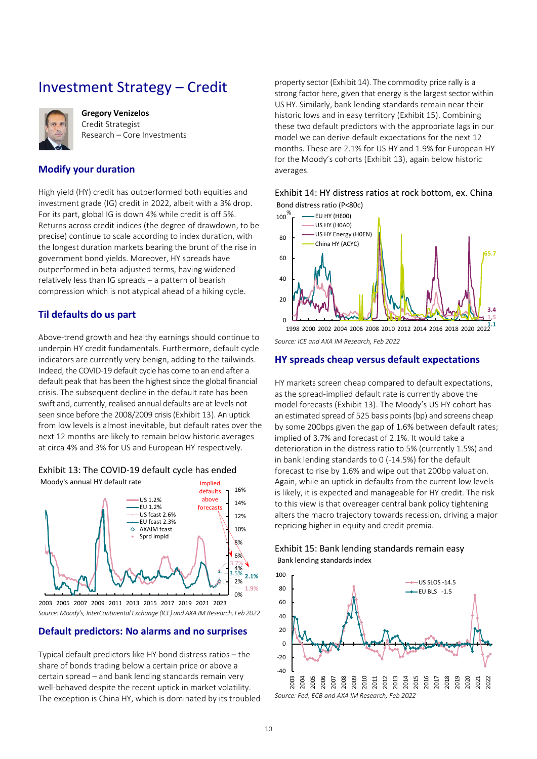# Investment Strategy – Credit

**Gregory Venizelos**
Credit Strategist
Research – Core Investments

## Modify your duration

High yield (HY) credit has outperformed both equities and investment grade (IG) credit in 2022, albeit with a 3% drop. For its part, global IG is down 4% while credit is off 5%. Returns across credit indices (the degree of drawdown, to be precise) continue to scale according to index duration, with the longest duration markets bearing the brunt of the rise in government bond yields. Moreover, HY spreads have outperformed in beta-adjusted terms, having widened relatively less than IG spreads – a pattern of bearish compression which is not atypical ahead of a hiking cycle.

## Til defaults do us part

Above-trend growth and healthy earnings should continue to underpin HY credit fundamentals. Furthermore, default cycle indicators are currently very benign, adding to the tailwinds. Indeed, the COVID-19 default cycle has come to an end after a default peak that has been the highest since the global financial crisis. The subsequent decline in the default rate has been swift and, currently, realised annual defaults are at levels not seen since before the 2008/2009 crisis (Exhibit 13). An uptick from low levels is almost inevitable, but default rates over the next 12 months are likely to remain below historic averages at circa 4% and 3% for US and European HY respectively.

Exhibit 13: The COVID-19 default cycle has ended

Source: Moody's, InterContinental Exchange (ICE) and AXA IM Research, Feb 2022

## Default predictors: No alarms and no surprises

Typical default predictors like HY bond distress ratios – the share of bonds trading below a certain price or above a certain spread – and bank lending standards remain very well-behaved despite the recent uptick in market volatility. The exception is China HY, which is dominated by its troubled property sector (Exhibit 14). The commodity price rally is a strong factor here, given that energy is the largest sector within US HY. Similarly, bank lending standards remain near their historic lows and in easy territory (Exhibit 15). Combining these two default predictors with the appropriate lags in our model we can derive default expectations for the next 12 months. These are 2.1% for US HY and 1.9% for European HY for the Moody's cohorts (Exhibit 13), again below historic averages.

Exhibit 14: HY distress ratios at rock bottom, ex. China

Source: ICE and AXA IM Research, Feb 2022

## HY spreads cheap versus default expectations

HY markets screen cheap compared to default expectations, as the spread-implied default rate is currently above the model forecasts (Exhibit 13). The Moody's US HY cohort has an estimated spread of 525 basis points (bp) and screens cheap by some 200bps given the gap of 1.6% between default rates; implied of 3.7% and forecast of 2.1%. It would take a deterioration in the distress ratio to 5% (currently 1.5%) and in bank lending standards to 0 (-14.5%) for the default forecast to rise by 1.6% and wipe out that 200bp valuation. Again, while an uptick in defaults from the current low levels is likely, it is expected and manageable for HY credit. The risk to this view is that overeager central bank policy tightening alters the macro trajectory towards recession, driving a major repricing higher in equity and credit premia.

Exhibit 15: Bank lending standards remain easy

Source: Fed, ECB and AXA IM Research, Feb 2022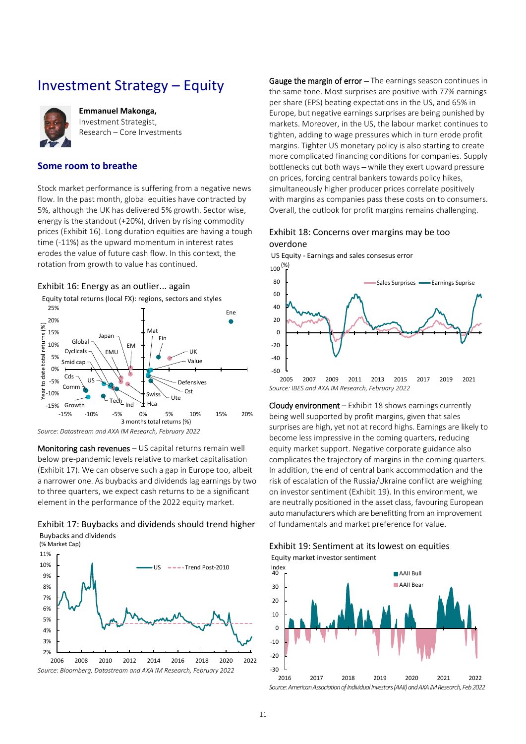# Investment Strategy – Equity

**Emmanuel Makonga,**
Investment Strategist,
Research – Core Investments

## Some room to breathe

Stock market performance is suffering from a negative news flow. In the past month, global equities have contracted by 5%, although the UK has delivered 5% growth. Sector wise, energy is the standout (+20%), driven by rising commodity prices (Exhibit 16). Long duration equities are having a tough time (-11%) as the upward momentum in interest rates erodes the value of future cash flow. In this context, the rotation from growth to value has continued.

### Exhibit 16: Energy as an outlier... again

Equity total returns (local FX): regions, sectors and styles

*Source: Datastream and AXA IM Research, February 2022*

**Monitoring cash revenues** – US capital returns remain well below pre-pandemic levels relative to market capitalisation (Exhibit 17). We can observe such a gap in Europe too, albeit a narrower one. As buybacks and dividends lag earnings by two to three quarters, we expect cash returns to be a significant element in the performance of the 2022 equity market.

### Exhibit 17: Buybacks and dividends should trend higher

Buybacks and dividends (% Market Cap)

*Source: Bloomberg, Datastream and AXA IM Research, February 2022*

**Gauge the margin of error** – The earnings season continues in the same tone. Most surprises are positive with 77% earnings per share (EPS) beating expectations in the US, and 65% in Europe, but negative earnings surprises are being punished by markets. Moreover, in the US, the labour market continues to tighten, adding to wage pressures which in turn erode profit margins. Tighter US monetary policy is also starting to create more complicated financing conditions for companies. Supply bottlenecks cut both ways – while they exert upward pressure on prices, forcing central bankers towards policy hikes, simultaneously higher producer prices correlate positively with margins as companies pass these costs on to consumers. Overall, the outlook for profit margins remains challenging.

### Exhibit 18: Concerns over margins may be too overdone

US Equity - Earnings and sales consensus error

*Source: IBES and AXA IM Research, February 2022*

**Cloudy environment** – Exhibit 18 shows earnings currently being well supported by profit margins, given that sales surprises are high, yet not at record highs. Earnings are likely to become less impressive in the coming quarters, reducing equity market support. Negative corporate guidance also complicates the trajectory of margins in the coming quarters. In addition, the end of central bank accommodation and the risk of escalation of the Russia/Ukraine conflict are weighing on investor sentiment (Exhibit 19). In this environment, we are neutrally positioned in the asset class, favouring European auto manufacturers which are benefitting from an improvement of fundamentals and market preference for value.

### Exhibit 19: Sentiment at its lowest on equities

Equity market investor sentiment

*Source: American Association of Individual Investors (AAII) and AXA IM Research, Feb 2022*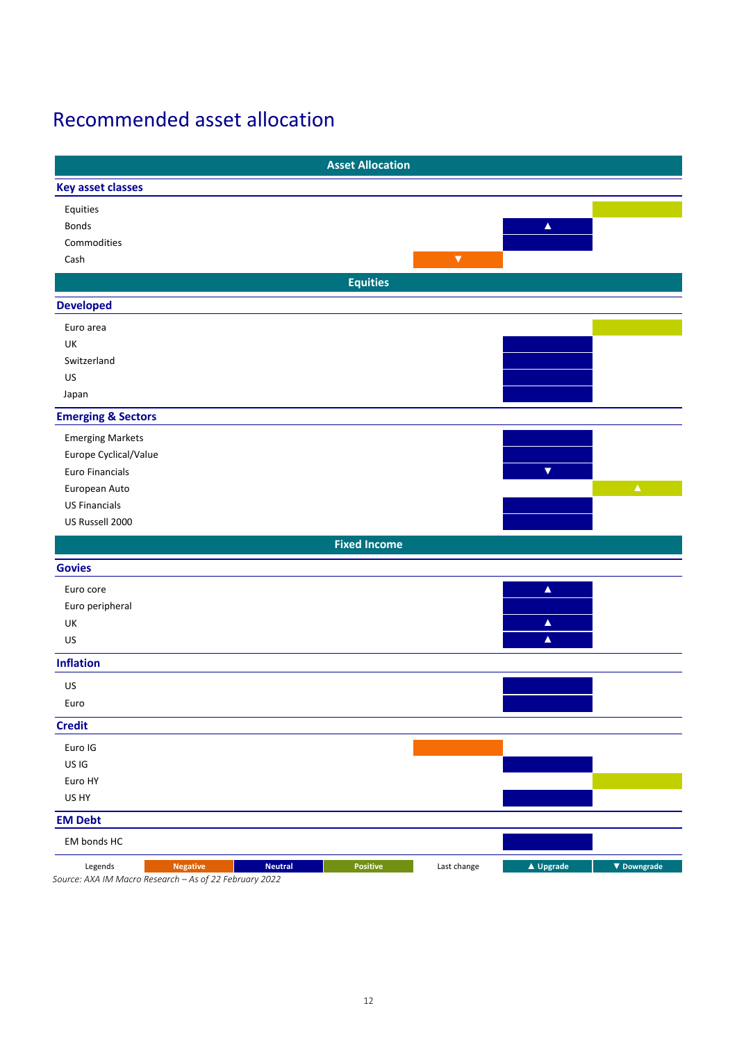# Recommended asset allocation

| Asset Allocation | Negative | Neutral | Positive |
|---|---|---|---|
| **Key asset classes** | | | |
| Equities | | | ■ |
| Bonds | | ▲ | |
| Commodities | | ■ | |
| Cash | ▼ | | |
| **Equities** | | | |
| **Developed** | | | |
| Euro area | | | ■ |
| UK | | ■ | |
| Switzerland | | ■ | |
| US | | ■ | |
| Japan | | ■ | |
| **Emerging & Sectors** | | | |
| Emerging Markets | | ■ | |
| Europe Cyclical/Value | | ■ | |
| Euro Financials | | ▼ | |
| European Auto | | | ▲ |
| US Financials | | ■ | |
| US Russell 2000 | | ■ | |
| **Fixed Income** | | | |
| **Govies** | | | |
| Euro core | | ▲ | |
| Euro peripheral | | ■ | |
| UK | | ▲ | |
| US | | ▲ | |
| **Inflation** | | | |
| US | | ■ | |
| Euro | | ■ | |
| **Credit** | | | |
| Euro IG | ■ | | |
| US IG | | ■ | |
| Euro HY | | | ■ |
| US HY | | ■ | |
| **EM Debt** | | | |
| EM bonds HC | | ■ | |

Legends: Negative | Neutral | Positive — Last change: ▲ Upgrade | ▼ Downgrade

*Source: AXA IM Macro Research – As of 22 February 2022*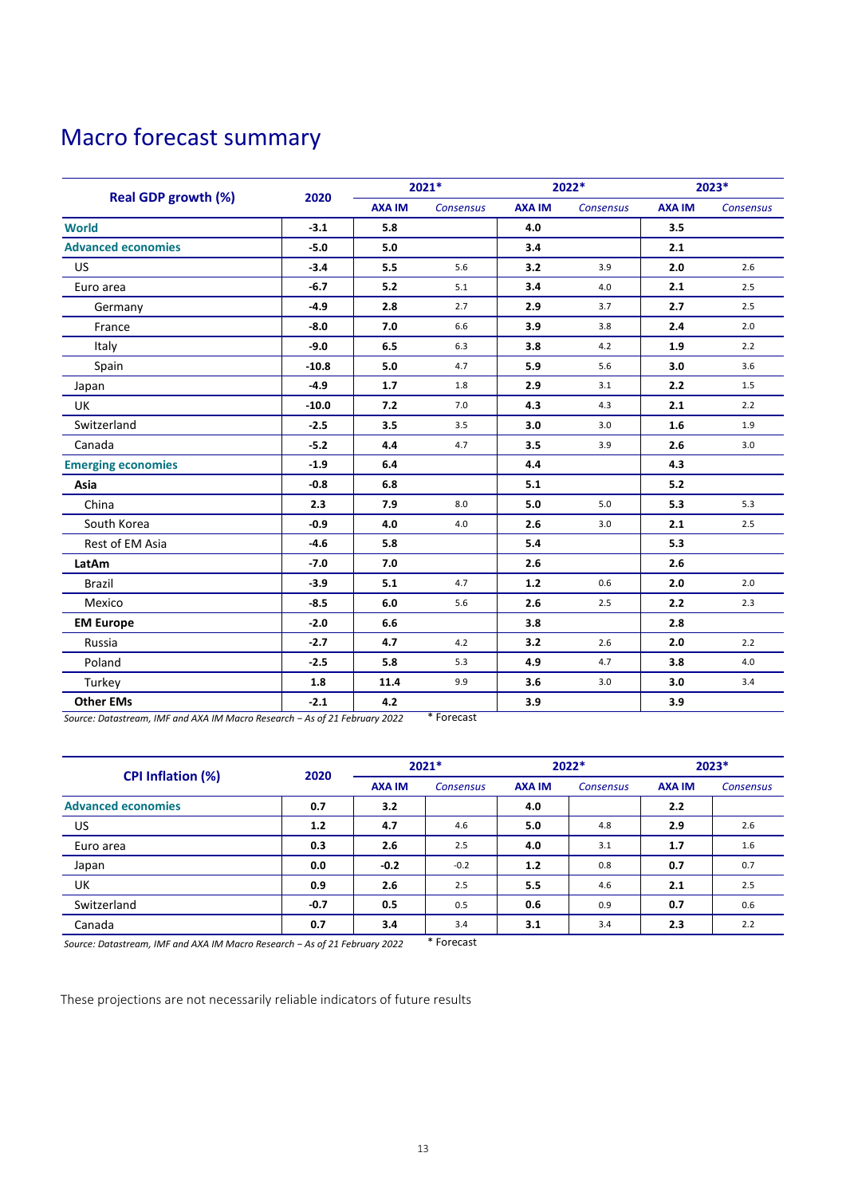# Macro forecast summary

| Real GDP growth (%) | 2020 | 2021* | | 2022* | | 2023* | |
|---|---|---|---|---|---|---|---|
| | | AXA IM | Consensus | AXA IM | Consensus | AXA IM | Consensus |
| **World** | **-3.1** | **5.8** | | **4.0** | | **3.5** | |
| **Advanced economies** | **-5.0** | **5.0** | | **3.4** | | **2.1** | |
| US | **-3.4** | **5.5** | 5.6 | **3.2** | 3.9 | **2.0** | 2.6 |
| Euro area | **-6.7** | **5.2** | 5.1 | **3.4** | 4.0 | **2.1** | 2.5 |
| Germany | **-4.9** | **2.8** | 2.7 | **2.9** | 3.7 | **2.7** | 2.5 |
| France | **-8.0** | **7.0** | 6.6 | **3.9** | 3.8 | **2.4** | 2.0 |
| Italy | **-9.0** | **6.5** | 6.3 | **3.8** | 4.2 | **1.9** | 2.2 |
| Spain | **-10.8** | **5.0** | 4.7 | **5.9** | 5.6 | **3.0** | 3.6 |
| Japan | **-4.9** | **1.7** | 1.8 | **2.9** | 3.1 | **2.2** | 1.5 |
| UK | **-10.0** | **7.2** | 7.0 | **4.3** | 4.3 | **2.1** | 2.2 |
| Switzerland | **-2.5** | **3.5** | 3.5 | **3.0** | 3.0 | **1.6** | 1.9 |
| Canada | **-5.2** | **4.4** | 4.7 | **3.5** | 3.9 | **2.6** | 3.0 |
| **Emerging economies** | **-1.9** | **6.4** | | **4.4** | | **4.3** | |
| **Asia** | **-0.8** | **6.8** | | **5.1** | | **5.2** | |
| China | **2.3** | **7.9** | 8.0 | **5.0** | 5.0 | **5.3** | 5.3 |
| South Korea | **-0.9** | **4.0** | 4.0 | **2.6** | 3.0 | **2.1** | 2.5 |
| Rest of EM Asia | **-4.6** | **5.8** | | **5.4** | | **5.3** | |
| **LatAm** | **-7.0** | **7.0** | | **2.6** | | **2.6** | |
| Brazil | **-3.9** | **5.1** | 4.7 | **1.2** | 0.6 | **2.0** | 2.0 |
| Mexico | **-8.5** | **6.0** | 5.6 | **2.6** | 2.5 | **2.2** | 2.3 |
| **EM Europe** | **-2.0** | **6.6** | | **3.8** | | **2.8** | |
| Russia | **-2.7** | **4.7** | 4.2 | **3.2** | 2.6 | **2.0** | 2.2 |
| Poland | **-2.5** | **5.8** | 5.3 | **4.9** | 4.7 | **3.8** | 4.0 |
| Turkey | **1.8** | **11.4** | 9.9 | **3.6** | 3.0 | **3.0** | 3.4 |
| **Other EMs** | **-2.1** | **4.2** | | **3.9** | | **3.9** | |

*Source: Datastream, IMF and AXA IM Macro Research – As of 21 February 2022* * Forecast

| CPI Inflation (%) | 2020 | 2021* | | 2022* | | 2023* | |
|---|---|---|---|---|---|---|---|
| | | AXA IM | Consensus | AXA IM | Consensus | AXA IM | Consensus |
| **Advanced economies** | **0.7** | **3.2** | | **4.0** | | **2.2** | |
| US | **1.2** | **4.7** | 4.6 | **5.0** | 4.8 | **2.9** | 2.6 |
| Euro area | **0.3** | **2.6** | 2.5 | **4.0** | 3.1 | **1.7** | 1.6 |
| Japan | **0.0** | **-0.2** | -0.2 | **1.2** | 0.8 | **0.7** | 0.7 |
| UK | **0.9** | **2.6** | 2.5 | **5.5** | 4.6 | **2.1** | 2.5 |
| Switzerland | **-0.7** | **0.5** | 0.5 | **0.6** | 0.9 | **0.7** | 0.6 |
| Canada | **0.7** | **3.4** | 3.4 | **3.1** | 3.4 | **2.3** | 2.2 |

*Source: Datastream, IMF and AXA IM Macro Research – As of 21 February 2022* * Forecast

These projections are not necessarily reliable indicators of future results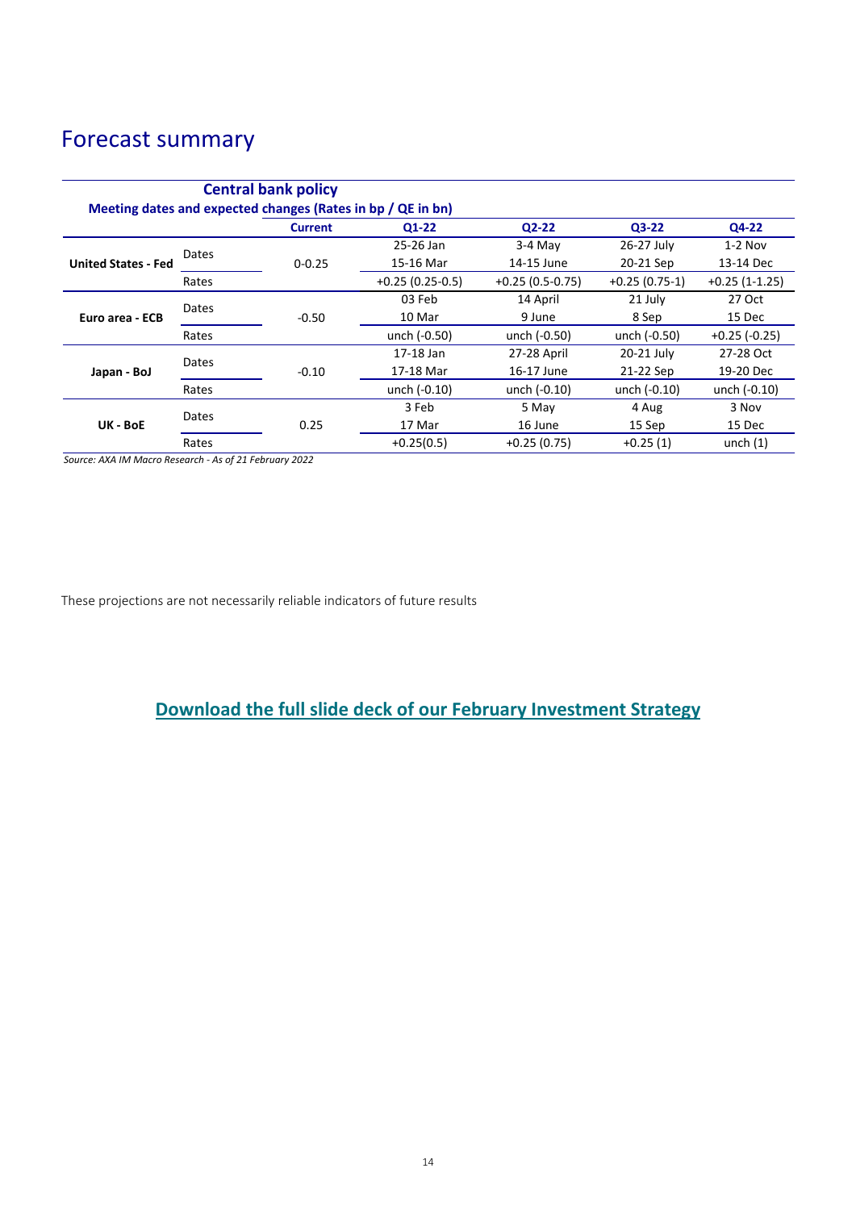# Forecast summary

| Central bank policy | | | | | | |
|---|---|---|---|---|---|---|
| Meeting dates and expected changes (Rates in bp / QE in bn) | | | | | | |
| | | Current | Q1-22 | Q2-22 | Q3-22 | Q4-22 |
| United States - Fed | Dates | 0-0.25 | 25-26 Jan<br>15-16 Mar | 3-4 May<br>14-15 June | 26-27 July<br>20-21 Sep | 1-2 Nov<br>13-14 Dec |
| | Rates | | +0.25 (0.25-0.5) | +0.25 (0.5-0.75) | +0.25 (0.75-1) | +0.25 (1-1.25) |
| Euro area - ECB | Dates | -0.50 | 03 Feb<br>10 Mar | 14 April<br>9 June | 21 July<br>8 Sep | 27 Oct<br>15 Dec |
| | Rates | | unch (-0.50) | unch (-0.50) | unch (-0.50) | +0.25 (-0.25) |
| Japan - BoJ | Dates | -0.10 | 17-18 Jan<br>17-18 Mar | 27-28 April<br>16-17 June | 20-21 July<br>21-22 Sep | 27-28 Oct<br>19-20 Dec |
| | Rates | | unch (-0.10) | unch (-0.10) | unch (-0.10) | unch (-0.10) |
| UK - BoE | Dates | 0.25 | 3 Feb<br>17 Mar | 5 May<br>16 June | 4 Aug<br>15 Sep | 3 Nov<br>15 Dec |
| | Rates | | +0.25(0.5) | +0.25 (0.75) | +0.25 (1) | unch (1) |

*Source: AXA IM Macro Research - As of 21 February 2022*

These projections are not necessarily reliable indicators of future results

## Download the full slide deck of our February Investment Strategy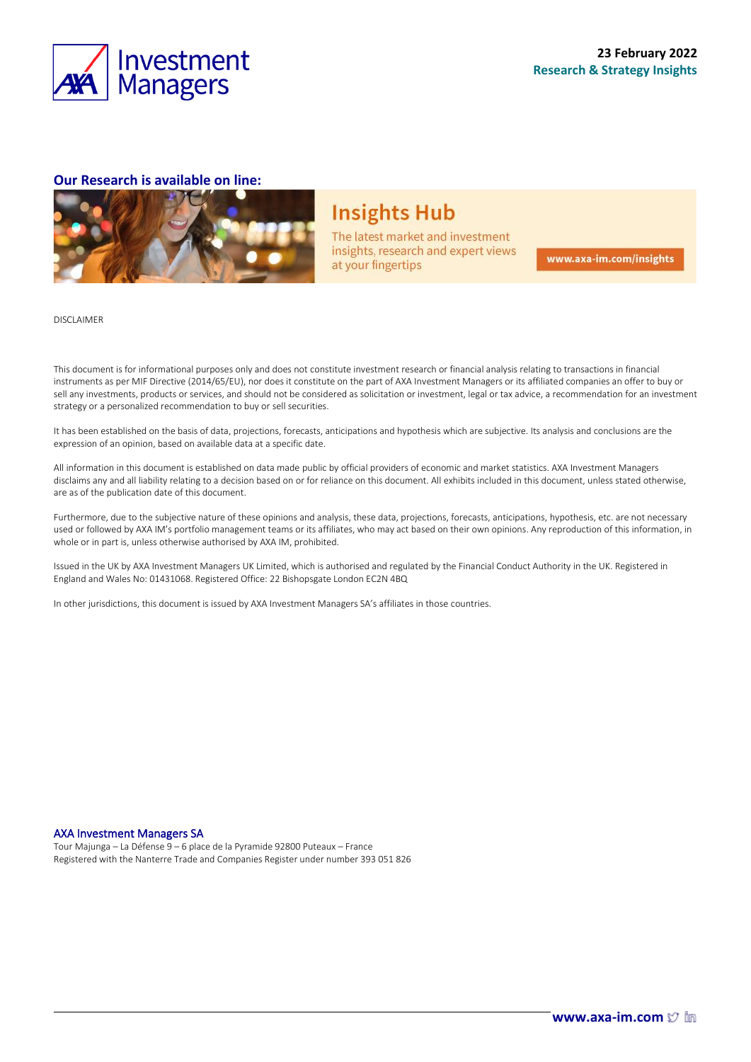23 February 2022
Research & Strategy Insights

## Our Research is available on line:

**Insights Hub**

The latest market and investment insights, research and expert views at your fingertips

www.axa-im.com/insights

DISCLAIMER

This document is for informational purposes only and does not constitute investment research or financial analysis relating to transactions in financial instruments as per MIF Directive (2014/65/EU), nor does it constitute on the part of AXA Investment Managers or its affiliated companies an offer to buy or sell any investments, products or services, and should not be considered as solicitation or investment, legal or tax advice, a recommendation for an investment strategy or a personalized recommendation to buy or sell securities.

It has been established on the basis of data, projections, forecasts, anticipations and hypothesis which are subjective. Its analysis and conclusions are the expression of an opinion, based on available data at a specific date.

All information in this document is established on data made public by official providers of economic and market statistics. AXA Investment Managers disclaims any and all liability relating to a decision based on or for reliance on this document. All exhibits included in this document, unless stated otherwise, are as of the publication date of this document.

Furthermore, due to the subjective nature of these opinions and analysis, these data, projections, forecasts, anticipations, hypothesis, etc. are not necessary used or followed by AXA IM's portfolio management teams or its affiliates, who may act based on their own opinions. Any reproduction of this information, in whole or in part is, unless otherwise authorised by AXA IM, prohibited.

Issued in the UK by AXA Investment Managers UK Limited, which is authorised and regulated by the Financial Conduct Authority in the UK. Registered in England and Wales No: 01431068. Registered Office: 22 Bishopsgate London EC2N 4BQ

In other jurisdictions, this document is issued by AXA Investment Managers SA's affiliates in those countries.

AXA Investment Managers SA
Tour Majunga – La Défense 9 – 6 place de la Pyramide 92800 Puteaux – France
Registered with the Nanterre Trade and Companies Register under number 393 051 826

www.axa-im.com